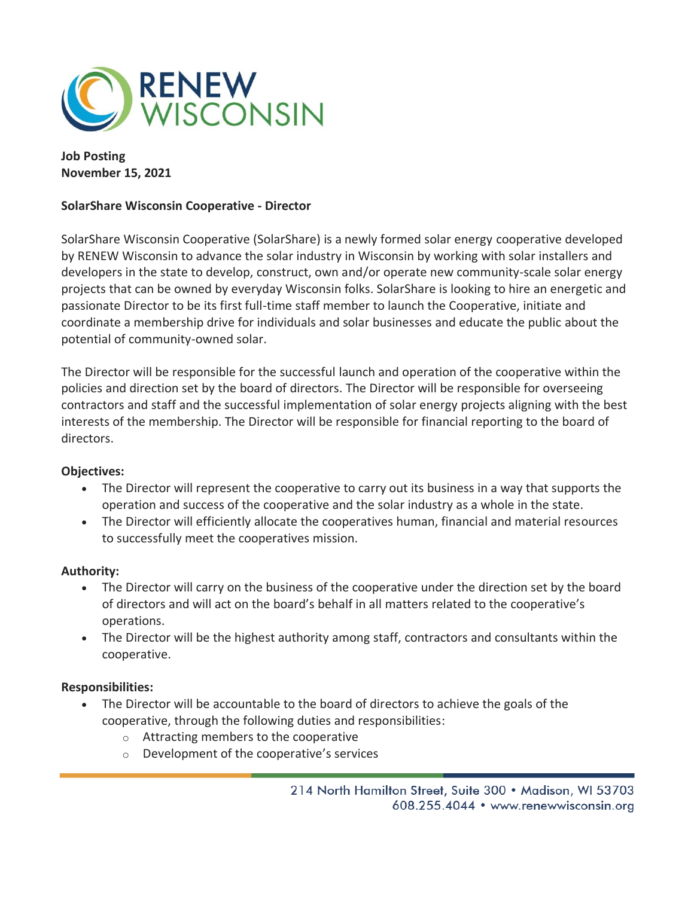**Job Posting**
**November 15, 2021**

**SolarShare Wisconsin Cooperative - Director**

SolarShare Wisconsin Cooperative (SolarShare) is a newly formed solar energy cooperative developed by RENEW Wisconsin to advance the solar industry in Wisconsin by working with solar installers and developers in the state to develop, construct, own and/or operate new community-scale solar energy projects that can be owned by everyday Wisconsin folks. SolarShare is looking to hire an energetic and passionate Director to be its first full-time staff member to launch the Cooperative, initiate and coordinate a membership drive for individuals and solar businesses and educate the public about the potential of community-owned solar.

The Director will be responsible for the successful launch and operation of the cooperative within the policies and direction set by the board of directors. The Director will be responsible for overseeing contractors and staff and the successful implementation of solar energy projects aligning with the best interests of the membership. The Director will be responsible for financial reporting to the board of directors.

**Objectives:**

- The Director will represent the cooperative to carry out its business in a way that supports the operation and success of the cooperative and the solar industry as a whole in the state.
- The Director will efficiently allocate the cooperatives human, financial and material resources to successfully meet the cooperatives mission.

**Authority:**

- The Director will carry on the business of the cooperative under the direction set by the board of directors and will act on the board's behalf in all matters related to the cooperative's operations.
- The Director will be the highest authority among staff, contractors and consultants within the cooperative.

**Responsibilities:**

- The Director will be accountable to the board of directors to achieve the goals of the cooperative, through the following duties and responsibilities:
  - Attracting members to the cooperative
  - Development of the cooperative's services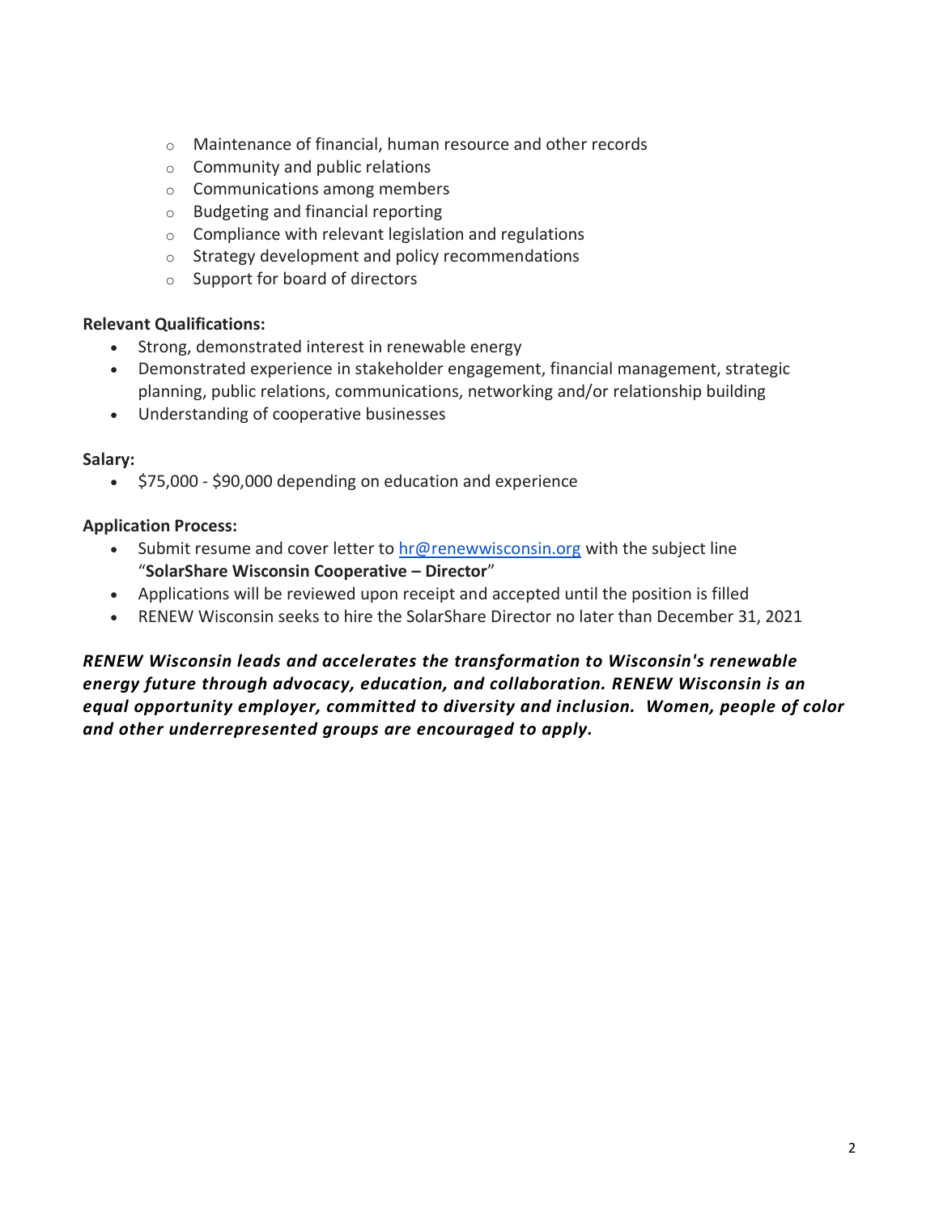- Maintenance of financial, human resource and other records
- Community and public relations
- Communications among members
- Budgeting and financial reporting
- Compliance with relevant legislation and regulations
- Strategy development and policy recommendations
- Support for board of directors

**Relevant Qualifications:**

- Strong, demonstrated interest in renewable energy
- Demonstrated experience in stakeholder engagement, financial management, strategic planning, public relations, communications, networking and/or relationship building
- Understanding of cooperative businesses

**Salary:**

- $75,000 - $90,000 depending on education and experience

**Application Process:**

- Submit resume and cover letter to hr@renewwisconsin.org with the subject line "**SolarShare Wisconsin Cooperative – Director**"
- Applications will be reviewed upon receipt and accepted until the position is filled
- RENEW Wisconsin seeks to hire the SolarShare Director no later than December 31, 2021

***RENEW Wisconsin leads and accelerates the transformation to Wisconsin's renewable energy future through advocacy, education, and collaboration. RENEW Wisconsin is an equal opportunity employer, committed to diversity and inclusion. Women, people of color and other underrepresented groups are encouraged to apply.***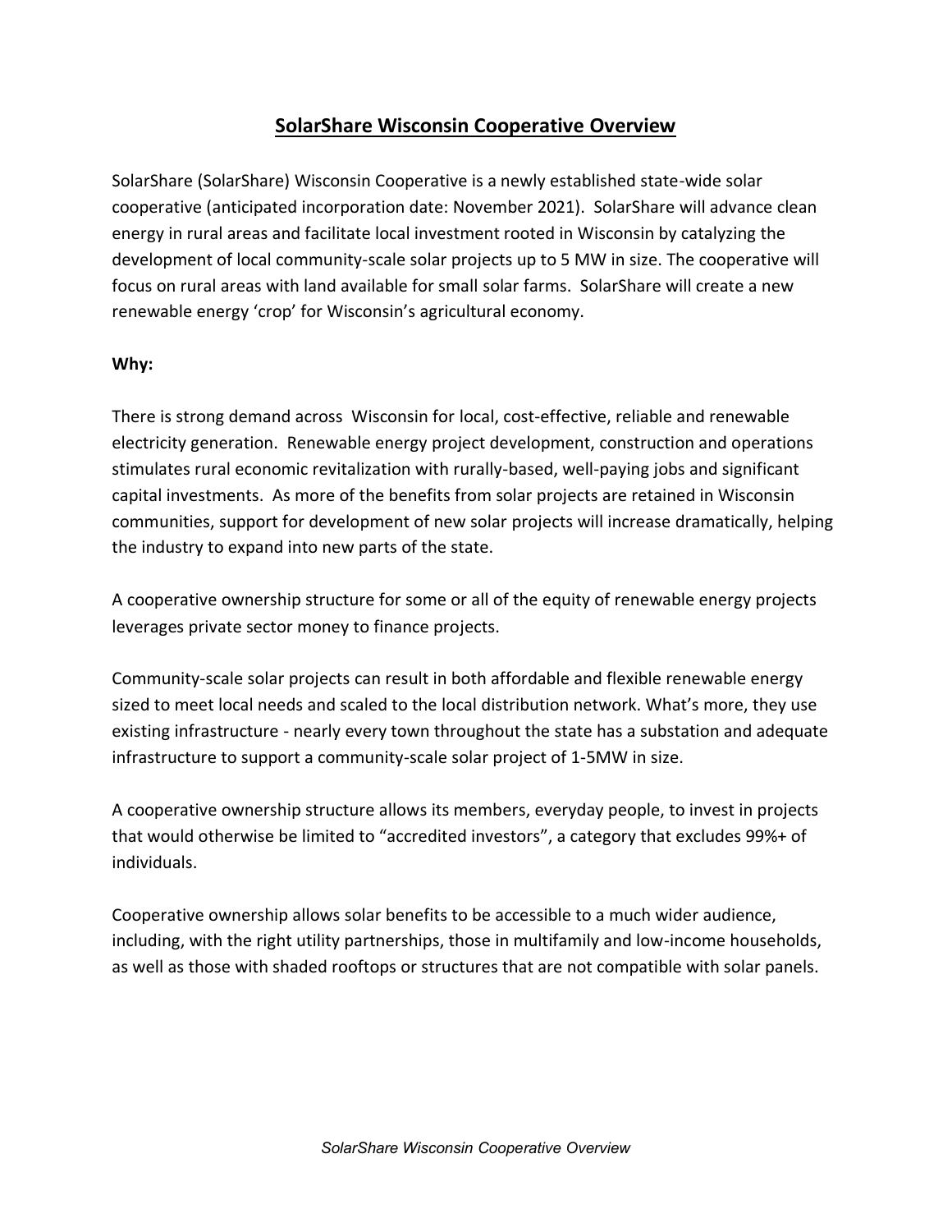# SolarShare Wisconsin Cooperative Overview

SolarShare (SolarShare) Wisconsin Cooperative is a newly established state-wide solar cooperative (anticipated incorporation date: November 2021). SolarShare will advance clean energy in rural areas and facilitate local investment rooted in Wisconsin by catalyzing the development of local community-scale solar projects up to 5 MW in size. The cooperative will focus on rural areas with land available for small solar farms. SolarShare will create a new renewable energy 'crop' for Wisconsin's agricultural economy.

**Why:**

There is strong demand across Wisconsin for local, cost-effective, reliable and renewable electricity generation. Renewable energy project development, construction and operations stimulates rural economic revitalization with rurally-based, well-paying jobs and significant capital investments. As more of the benefits from solar projects are retained in Wisconsin communities, support for development of new solar projects will increase dramatically, helping the industry to expand into new parts of the state.

A cooperative ownership structure for some or all of the equity of renewable energy projects leverages private sector money to finance projects.

Community-scale solar projects can result in both affordable and flexible renewable energy sized to meet local needs and scaled to the local distribution network. What's more, they use existing infrastructure - nearly every town throughout the state has a substation and adequate infrastructure to support a community-scale solar project of 1-5MW in size.

A cooperative ownership structure allows its members, everyday people, to invest in projects that would otherwise be limited to "accredited investors", a category that excludes 99%+ of individuals.

Cooperative ownership allows solar benefits to be accessible to a much wider audience, including, with the right utility partnerships, those in multifamily and low-income households, as well as those with shaded rooftops or structures that are not compatible with solar panels.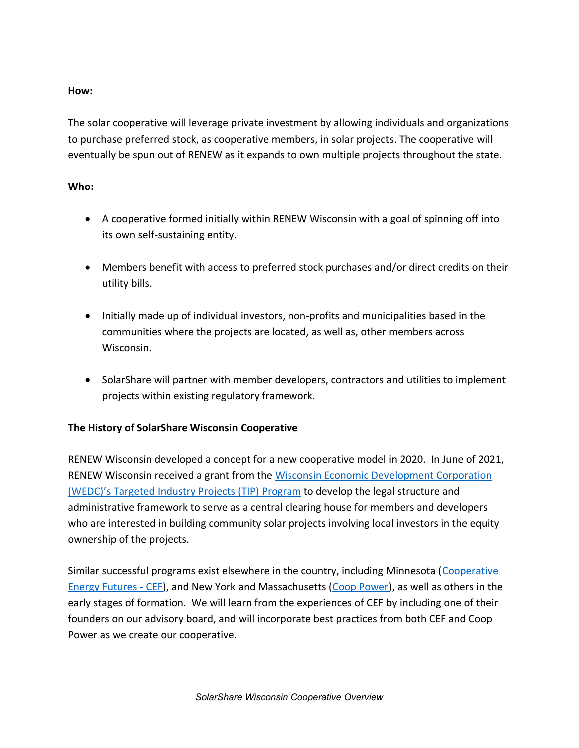**How:**

The solar cooperative will leverage private investment by allowing individuals and organizations to purchase preferred stock, as cooperative members, in solar projects. The cooperative will eventually be spun out of RENEW as it expands to own multiple projects throughout the state.

**Who:**

- A cooperative formed initially within RENEW Wisconsin with a goal of spinning off into its own self-sustaining entity.
- Members benefit with access to preferred stock purchases and/or direct credits on their utility bills.
- Initially made up of individual investors, non-profits and municipalities based in the communities where the projects are located, as well as, other members across Wisconsin.
- SolarShare will partner with member developers, contractors and utilities to implement projects within existing regulatory framework.

**The History of SolarShare Wisconsin Cooperative**

RENEW Wisconsin developed a concept for a new cooperative model in 2020. In June of 2021, RENEW Wisconsin received a grant from the Wisconsin Economic Development Corporation (WEDC)'s Targeted Industry Projects (TIP) Program to develop the legal structure and administrative framework to serve as a central clearing house for members and developers who are interested in building community solar projects involving local investors in the equity ownership of the projects.

Similar successful programs exist elsewhere in the country, including Minnesota (Cooperative Energy Futures - CEF), and New York and Massachusetts (Coop Power), as well as others in the early stages of formation. We will learn from the experiences of CEF by including one of their founders on our advisory board, and will incorporate best practices from both CEF and Coop Power as we create our cooperative.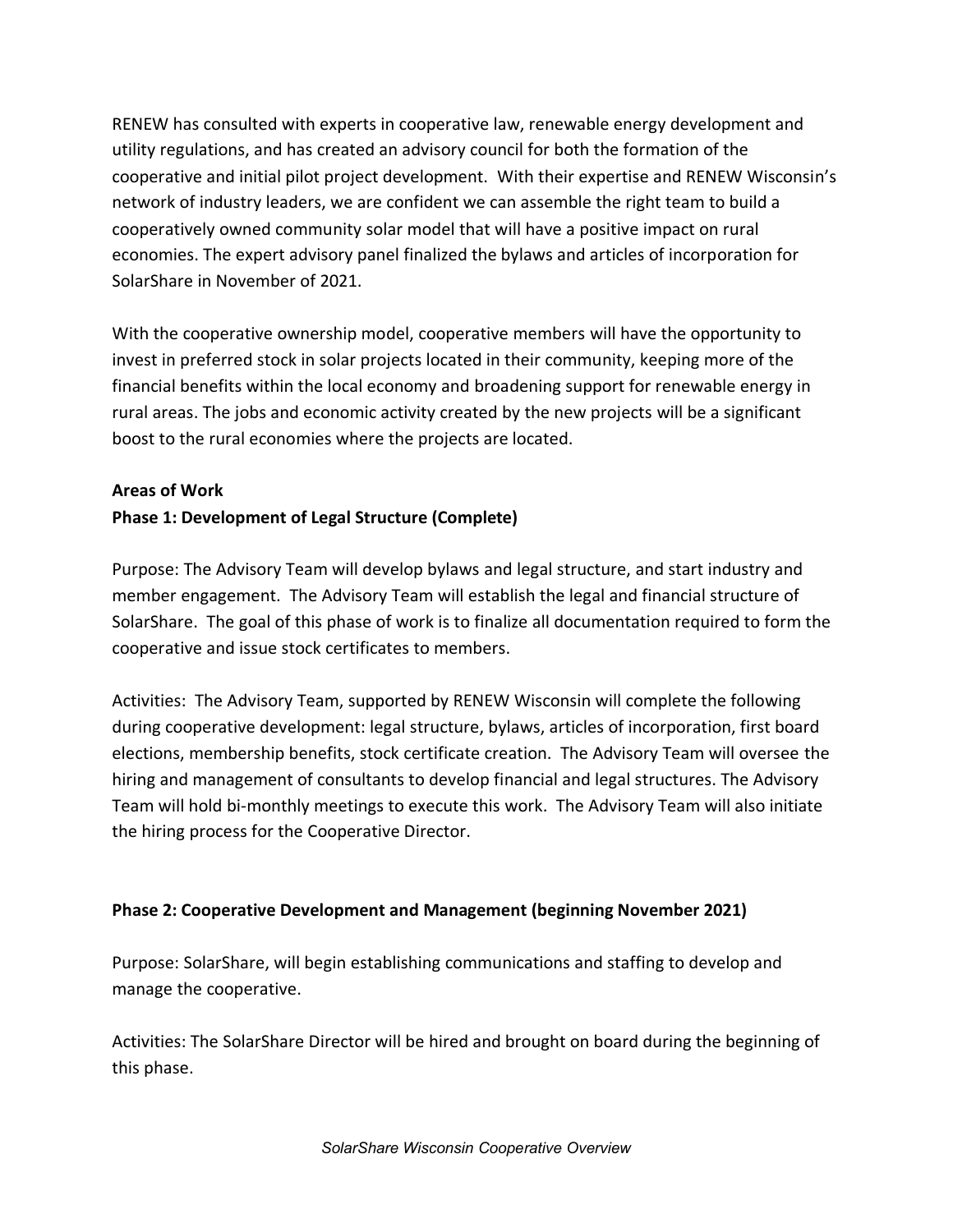RENEW has consulted with experts in cooperative law, renewable energy development and utility regulations, and has created an advisory council for both the formation of the cooperative and initial pilot project development. With their expertise and RENEW Wisconsin's network of industry leaders, we are confident we can assemble the right team to build a cooperatively owned community solar model that will have a positive impact on rural economies. The expert advisory panel finalized the bylaws and articles of incorporation for SolarShare in November of 2021.

With the cooperative ownership model, cooperative members will have the opportunity to invest in preferred stock in solar projects located in their community, keeping more of the financial benefits within the local economy and broadening support for renewable energy in rural areas. The jobs and economic activity created by the new projects will be a significant boost to the rural economies where the projects are located.

**Areas of Work**

**Phase 1: Development of Legal Structure (Complete)**

Purpose: The Advisory Team will develop bylaws and legal structure, and start industry and member engagement. The Advisory Team will establish the legal and financial structure of SolarShare. The goal of this phase of work is to finalize all documentation required to form the cooperative and issue stock certificates to members.

Activities: The Advisory Team, supported by RENEW Wisconsin will complete the following during cooperative development: legal structure, bylaws, articles of incorporation, first board elections, membership benefits, stock certificate creation. The Advisory Team will oversee the hiring and management of consultants to develop financial and legal structures. The Advisory Team will hold bi-monthly meetings to execute this work. The Advisory Team will also initiate the hiring process for the Cooperative Director.

**Phase 2: Cooperative Development and Management (beginning November 2021)**

Purpose: SolarShare, will begin establishing communications and staffing to develop and manage the cooperative.

Activities: The SolarShare Director will be hired and brought on board during the beginning of this phase.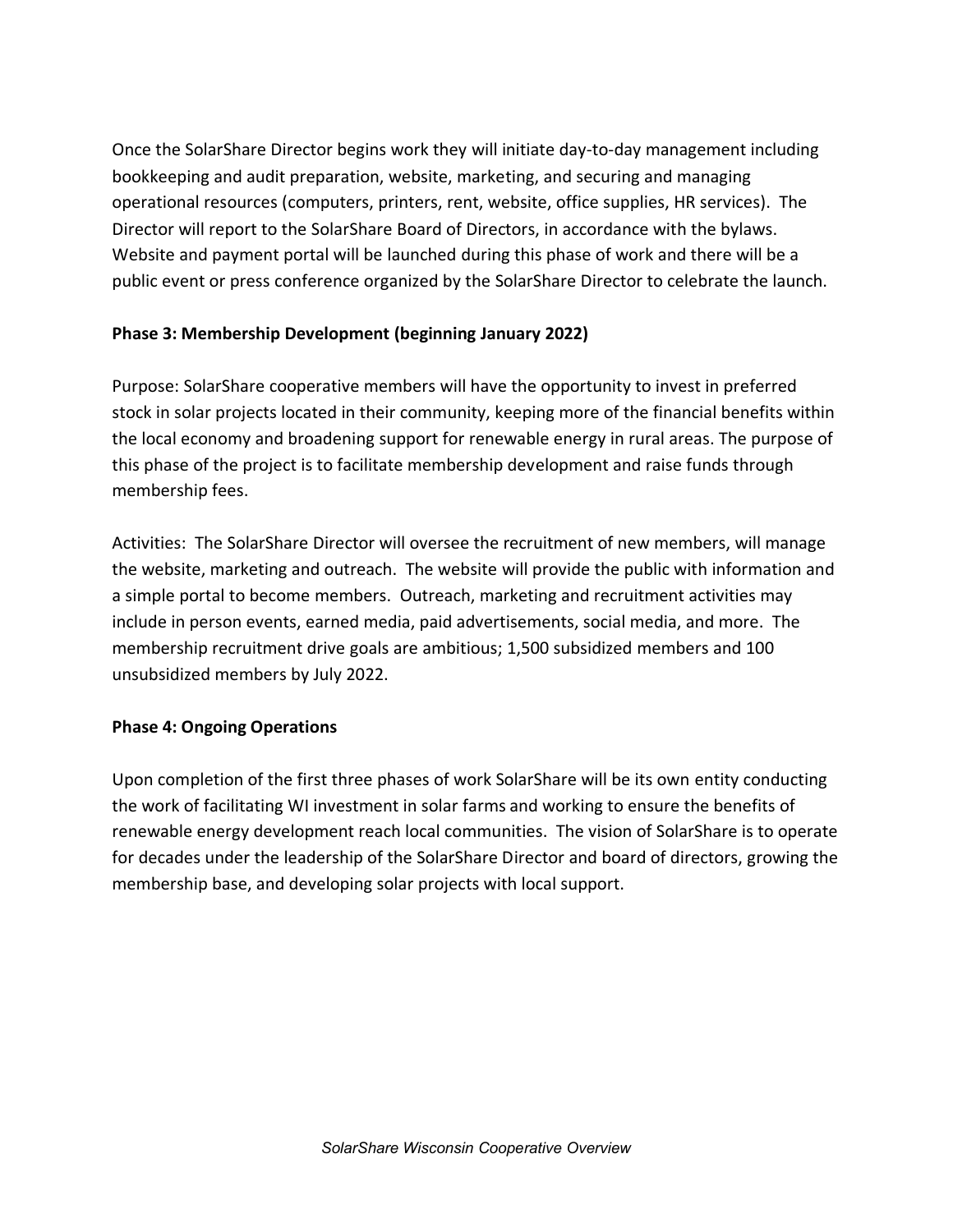Once the SolarShare Director begins work they will initiate day-to-day management including bookkeeping and audit preparation, website, marketing, and securing and managing operational resources (computers, printers, rent, website, office supplies, HR services). The Director will report to the SolarShare Board of Directors, in accordance with the bylaws. Website and payment portal will be launched during this phase of work and there will be a public event or press conference organized by the SolarShare Director to celebrate the launch.

**Phase 3: Membership Development (beginning January 2022)**

Purpose: SolarShare cooperative members will have the opportunity to invest in preferred stock in solar projects located in their community, keeping more of the financial benefits within the local economy and broadening support for renewable energy in rural areas. The purpose of this phase of the project is to facilitate membership development and raise funds through membership fees.

Activities: The SolarShare Director will oversee the recruitment of new members, will manage the website, marketing and outreach. The website will provide the public with information and a simple portal to become members. Outreach, marketing and recruitment activities may include in person events, earned media, paid advertisements, social media, and more. The membership recruitment drive goals are ambitious; 1,500 subsidized members and 100 unsubsidized members by July 2022.

**Phase 4: Ongoing Operations**

Upon completion of the first three phases of work SolarShare will be its own entity conducting the work of facilitating WI investment in solar farms and working to ensure the benefits of renewable energy development reach local communities. The vision of SolarShare is to operate for decades under the leadership of the SolarShare Director and board of directors, growing the membership base, and developing solar projects with local support.